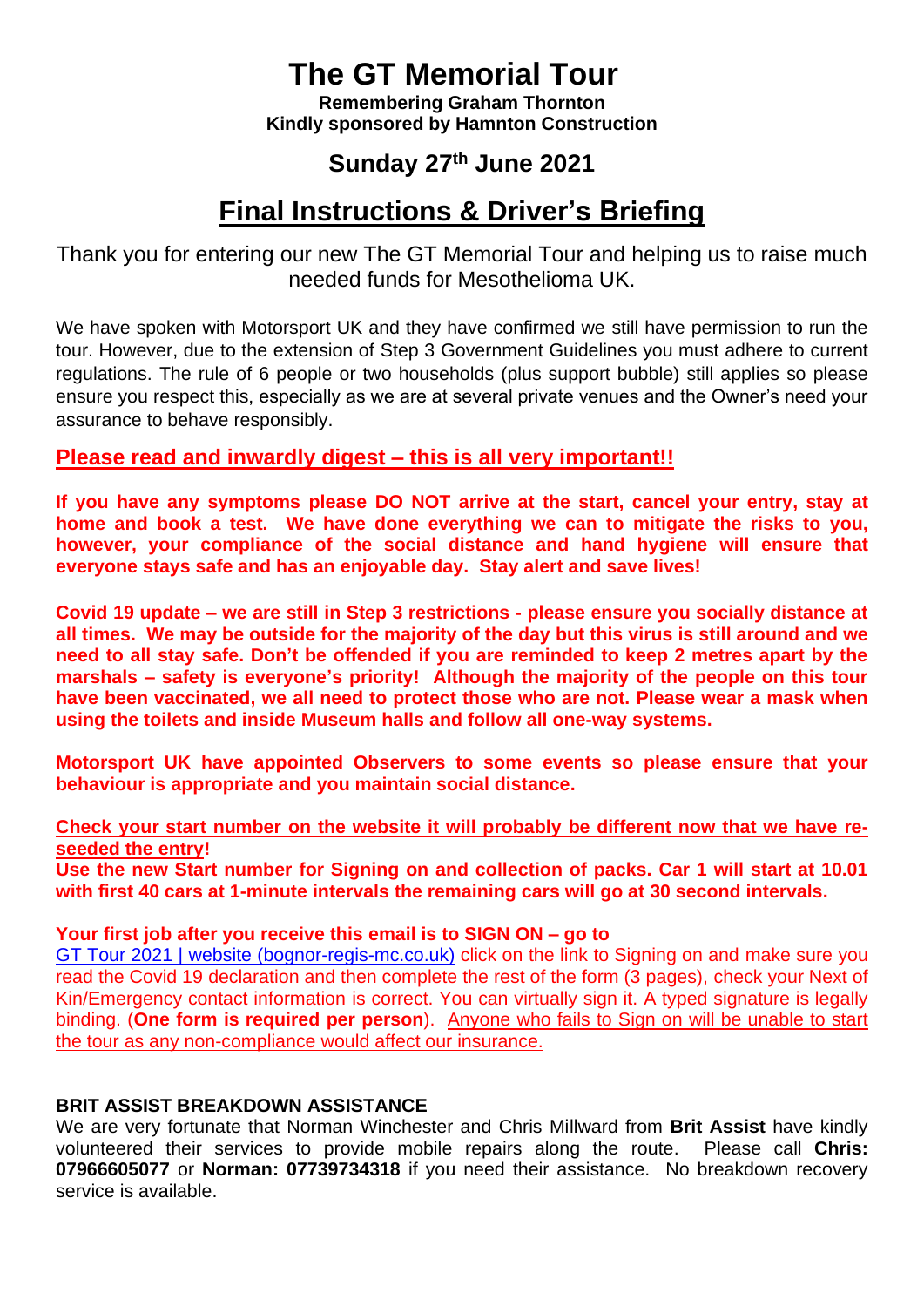# The GT Memorial Tour

**Remembering Graham Thornton**
**Kindly sponsored by Hamnton Construction**

## Sunday 27th June 2021

## Final Instructions & Driver's Briefing

Thank you for entering our new The GT Memorial Tour and helping us to raise much needed funds for Mesothelioma UK.

We have spoken with Motorsport UK and they have confirmed we still have permission to run the tour. However, due to the extension of Step 3 Government Guidelines you must adhere to current regulations. The rule of 6 people or two households (plus support bubble) still applies so please ensure you respect this, especially as we are at several private venues and the Owner's need your assurance to behave responsibly.

**Please read and inwardly digest – this is all very important!!**

**If you have any symptoms please DO NOT arrive at the start, cancel your entry, stay at home and book a test. We have done everything we can to mitigate the risks to you, however, your compliance of the social distance and hand hygiene will ensure that everyone stays safe and has an enjoyable day. Stay alert and save lives!**

**Covid 19 update – we are still in Step 3 restrictions - please ensure you socially distance at all times. We may be outside for the majority of the day but this virus is still around and we need to all stay safe. Don't be offended if you are reminded to keep 2 metres apart by the marshals – safety is everyone's priority! Although the majority of the people on this tour have been vaccinated, we all need to protect those who are not. Please wear a mask when using the toilets and inside Museum halls and follow all one-way systems.**

**Motorsport UK have appointed Observers to some events so please ensure that your behaviour is appropriate and you maintain social distance.**

**Check your start number on the website it will probably be different now that we have re-seeded the entry!**
**Use the new Start number for Signing on and collection of packs. Car 1 will start at 10.01 with first 40 cars at 1-minute intervals the remaining cars will go at 30 second intervals.**

**Your first job after you receive this email is to SIGN ON – go to**
GT Tour 2021 | website (bognor-regis-mc.co.uk) click on the link to Signing on and make sure you read the Covid 19 declaration and then complete the rest of the form (3 pages), check your Next of Kin/Emergency contact information is correct. You can virtually sign it. A typed signature is legally binding. (**One form is required per person**). Anyone who fails to Sign on will be unable to start the tour as any non-compliance would affect our insurance.

**BRIT ASSIST BREAKDOWN ASSISTANCE**

We are very fortunate that Norman Winchester and Chris Millward from **Brit Assist** have kindly volunteered their services to provide mobile repairs along the route. Please call **Chris: 07966605077** or **Norman: 07739734318** if you need their assistance. No breakdown recovery service is available.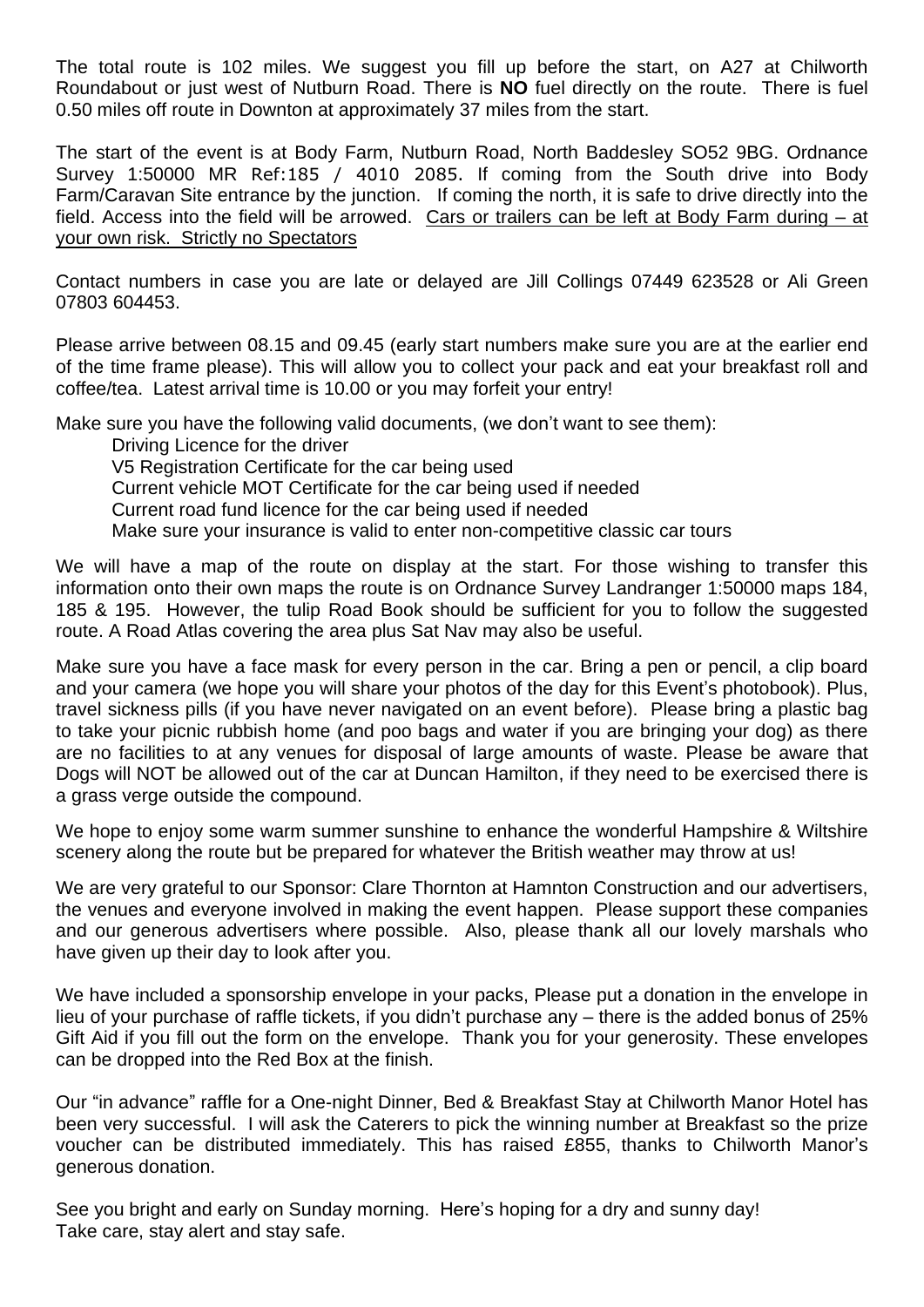The total route is 102 miles. We suggest you fill up before the start, on A27 at Chilworth Roundabout or just west of Nutburn Road. There is **NO** fuel directly on the route. There is fuel 0.50 miles off route in Downton at approximately 37 miles from the start.

The start of the event is at Body Farm, Nutburn Road, North Baddesley SO52 9BG. Ordnance Survey 1:50000 MR Ref:185 / 4010 2085. If coming from the South drive into Body Farm/Caravan Site entrance by the junction. If coming the north, it is safe to drive directly into the field. Access into the field will be arrowed. Cars or trailers can be left at Body Farm during – at your own risk. Strictly no Spectators

Contact numbers in case you are late or delayed are Jill Collings 07449 623528 or Ali Green 07803 604453.

Please arrive between 08.15 and 09.45 (early start numbers make sure you are at the earlier end of the time frame please). This will allow you to collect your pack and eat your breakfast roll and coffee/tea. Latest arrival time is 10.00 or you may forfeit your entry!

Make sure you have the following valid documents, (we don't want to see them):

- Driving Licence for the driver
- V5 Registration Certificate for the car being used
- Current vehicle MOT Certificate for the car being used if needed
- Current road fund licence for the car being used if needed
- Make sure your insurance is valid to enter non-competitive classic car tours

We will have a map of the route on display at the start. For those wishing to transfer this information onto their own maps the route is on Ordnance Survey Landranger 1:50000 maps 184, 185 & 195. However, the tulip Road Book should be sufficient for you to follow the suggested route. A Road Atlas covering the area plus Sat Nav may also be useful.

Make sure you have a face mask for every person in the car. Bring a pen or pencil, a clip board and your camera (we hope you will share your photos of the day for this Event's photobook). Plus, travel sickness pills (if you have never navigated on an event before). Please bring a plastic bag to take your picnic rubbish home (and poo bags and water if you are bringing your dog) as there are no facilities to at any venues for disposal of large amounts of waste. Please be aware that Dogs will NOT be allowed out of the car at Duncan Hamilton, if they need to be exercised there is a grass verge outside the compound.

We hope to enjoy some warm summer sunshine to enhance the wonderful Hampshire & Wiltshire scenery along the route but be prepared for whatever the British weather may throw at us!

We are very grateful to our Sponsor: Clare Thornton at Hamnton Construction and our advertisers, the venues and everyone involved in making the event happen. Please support these companies and our generous advertisers where possible. Also, please thank all our lovely marshals who have given up their day to look after you.

We have included a sponsorship envelope in your packs, Please put a donation in the envelope in lieu of your purchase of raffle tickets, if you didn't purchase any – there is the added bonus of 25% Gift Aid if you fill out the form on the envelope. Thank you for your generosity. These envelopes can be dropped into the Red Box at the finish.

Our "in advance" raffle for a One-night Dinner, Bed & Breakfast Stay at Chilworth Manor Hotel has been very successful. I will ask the Caterers to pick the winning number at Breakfast so the prize voucher can be distributed immediately. This has raised £855, thanks to Chilworth Manor's generous donation.

See you bright and early on Sunday morning. Here's hoping for a dry and sunny day!
Take care, stay alert and stay safe.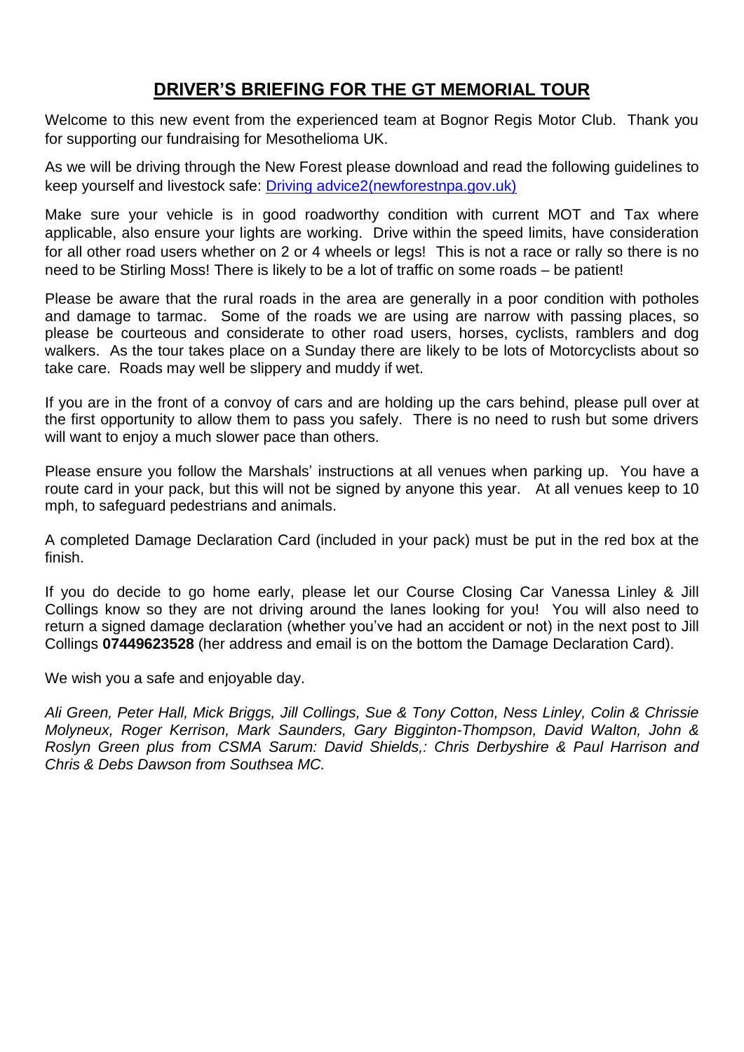# **DRIVER'S BRIEFING FOR THE GT MEMORIAL TOUR**

Welcome to this new event from the experienced team at Bognor Regis Motor Club. Thank you for supporting our fundraising for Mesothelioma UK.

As we will be driving through the New Forest please download and read the following guidelines to keep yourself and livestock safe: Driving advice2(newforestnpa.gov.uk)

Make sure your vehicle is in good roadworthy condition with current MOT and Tax where applicable, also ensure your lights are working. Drive within the speed limits, have consideration for all other road users whether on 2 or 4 wheels or legs! This is not a race or rally so there is no need to be Stirling Moss! There is likely to be a lot of traffic on some roads – be patient!

Please be aware that the rural roads in the area are generally in a poor condition with potholes and damage to tarmac. Some of the roads we are using are narrow with passing places, so please be courteous and considerate to other road users, horses, cyclists, ramblers and dog walkers. As the tour takes place on a Sunday there are likely to be lots of Motorcyclists about so take care. Roads may well be slippery and muddy if wet.

If you are in the front of a convoy of cars and are holding up the cars behind, please pull over at the first opportunity to allow them to pass you safely. There is no need to rush but some drivers will want to enjoy a much slower pace than others.

Please ensure you follow the Marshals' instructions at all venues when parking up. You have a route card in your pack, but this will not be signed by anyone this year. At all venues keep to 10 mph, to safeguard pedestrians and animals.

A completed Damage Declaration Card (included in your pack) must be put in the red box at the finish.

If you do decide to go home early, please let our Course Closing Car Vanessa Linley & Jill Collings know so they are not driving around the lanes looking for you! You will also need to return a signed damage declaration (whether you've had an accident or not) in the next post to Jill Collings **07449623528** (her address and email is on the bottom the Damage Declaration Card).

We wish you a safe and enjoyable day.

*Ali Green, Peter Hall, Mick Briggs, Jill Collings, Sue & Tony Cotton, Ness Linley, Colin & Chrissie Molyneux, Roger Kerrison, Mark Saunders, Gary Bigginton-Thompson, David Walton, John & Roslyn Green plus from CSMA Sarum: David Shields,: Chris Derbyshire & Paul Harrison and Chris & Debs Dawson from Southsea MC.*